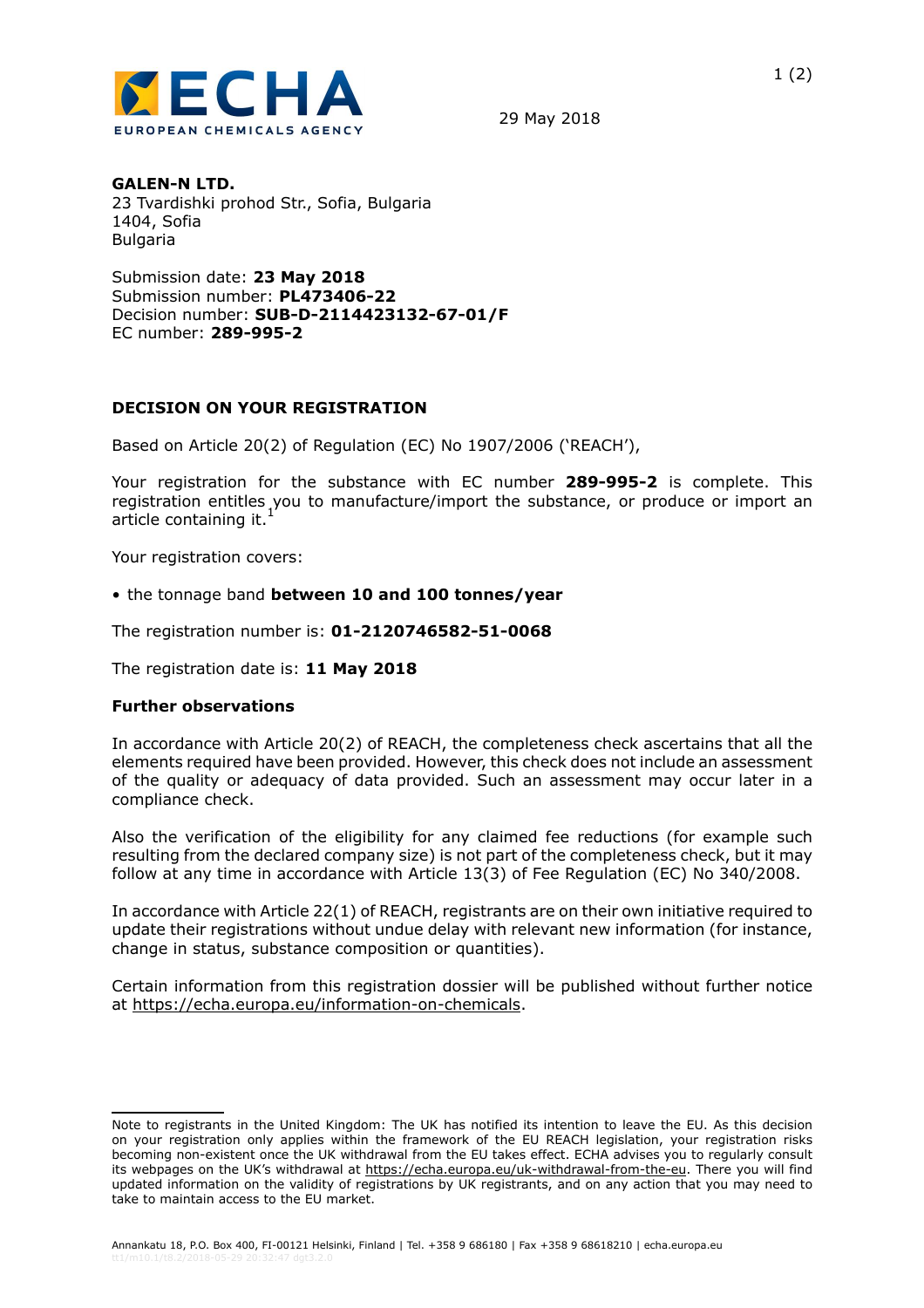ECHA
EUROPEAN CHEMICALS AGENCY

29 May 2018

**GALEN-N LTD.**
23 Tvardishki prohod Str., Sofia, Bulgaria
1404, Sofia
Bulgaria

Submission date: **23 May 2018**
Submission number: **PL473406-22**
Decision number: **SUB-D-2114423132-67-01/F**
EC number: **289-995-2**

## DECISION ON YOUR REGISTRATION

Based on Article 20(2) of Regulation (EC) No 1907/2006 ('REACH'),

Your registration for the substance with EC number **289-995-2** is complete. This registration entitles you to manufacture/import the substance, or produce or import an article containing it.[1]

Your registration covers:

- the tonnage band **between 10 and 100 tonnes/year**

The registration number is: **01-2120746582-51-0068**

The registration date is: **11 May 2018**

### Further observations

In accordance with Article 20(2) of REACH, the completeness check ascertains that all the elements required have been provided. However, this check does not include an assessment of the quality or adequacy of data provided. Such an assessment may occur later in a compliance check.

Also the verification of the eligibility for any claimed fee reductions (for example such resulting from the declared company size) is not part of the completeness check, but it may follow at any time in accordance with Article 13(3) of Fee Regulation (EC) No 340/2008.

In accordance with Article 22(1) of REACH, registrants are on their own initiative required to update their registrations without undue delay with relevant new information (for instance, change in status, substance composition or quantities).

Certain information from this registration dossier will be published without further notice at https://echa.europa.eu/information-on-chemicals.

---

Note to registrants in the United Kingdom: The UK has notified its intention to leave the EU. As this decision on your registration only applies within the framework of the EU REACH legislation, your registration risks becoming non-existent once the UK withdrawal from the EU takes effect. ECHA advises you to regularly consult its webpages on the UK's withdrawal at https://echa.europa.eu/uk-withdrawal-from-the-eu. There you will find updated information on the validity of registrations by UK registrants, and on any action that you may need to take to maintain access to the EU market.

Annankatu 18, P.O. Box 400, FI-00121 Helsinki, Finland | Tel. +358 9 686180 | Fax +358 9 68618210 | echa.europa.eu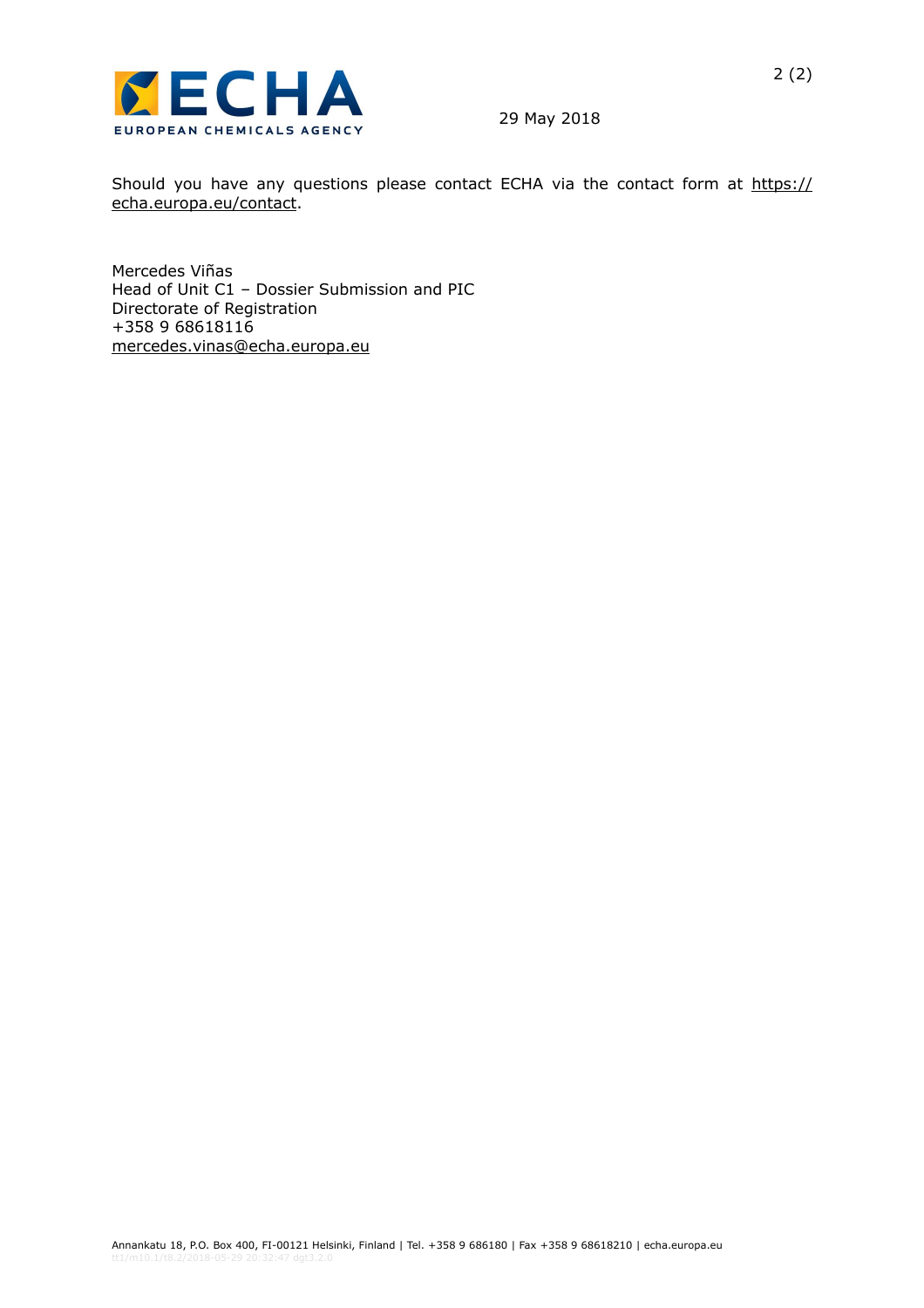Should you have any questions please contact ECHA via the contact form at https://echa.europa.eu/contact.

Mercedes Viñas
Head of Unit C1 – Dossier Submission and PIC
Directorate of Registration
+358 9 68618116
mercedes.vinas@echa.europa.eu